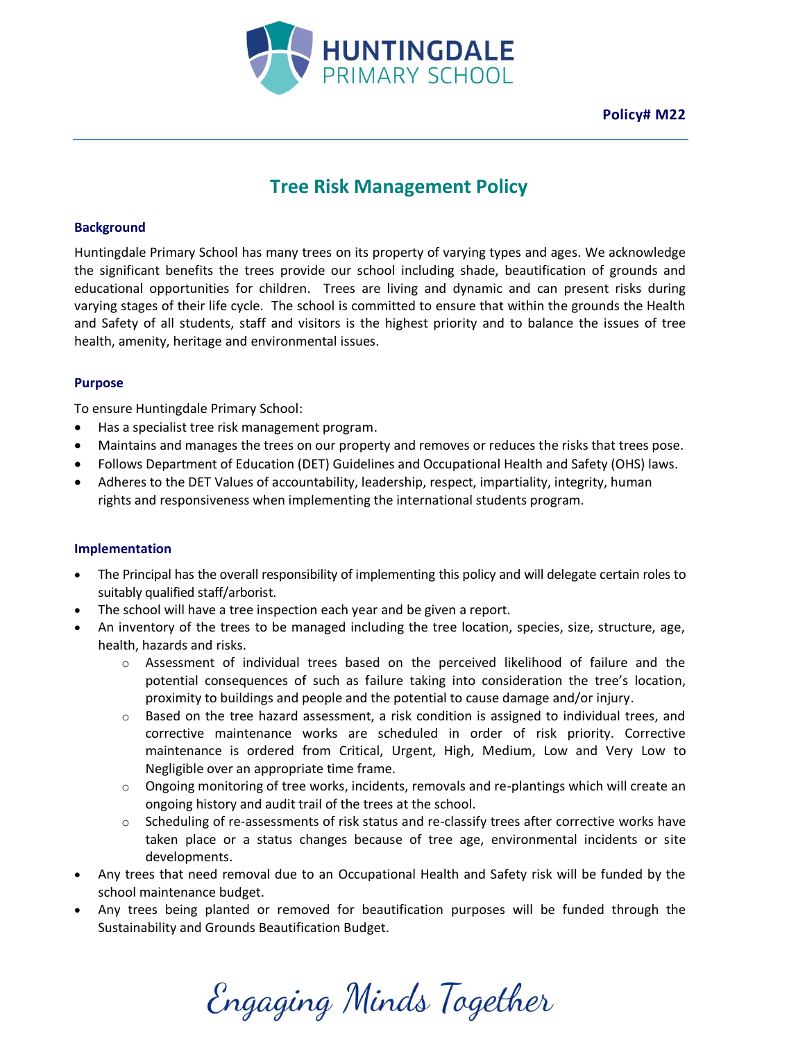HUNTINGDALE PRIMARY SCHOOL

**Policy# M22**

# Tree Risk Management Policy

## Background

Huntingdale Primary School has many trees on its property of varying types and ages. We acknowledge the significant benefits the trees provide our school including shade, beautification of grounds and educational opportunities for children. Trees are living and dynamic and can present risks during varying stages of their life cycle. The school is committed to ensure that within the grounds the Health and Safety of all students, staff and visitors is the highest priority and to balance the issues of tree health, amenity, heritage and environmental issues.

## Purpose

To ensure Huntingdale Primary School:

- Has a specialist tree risk management program.
- Maintains and manages the trees on our property and removes or reduces the risks that trees pose.
- Follows Department of Education (DET) Guidelines and Occupational Health and Safety (OHS) laws.
- Adheres to the DET Values of accountability, leadership, respect, impartiality, integrity, human rights and responsiveness when implementing the international students program.

## Implementation

- The Principal has the overall responsibility of implementing this policy and will delegate certain roles to suitably qualified staff/arborist.
- The school will have a tree inspection each year and be given a report.
- An inventory of the trees to be managed including the tree location, species, size, structure, age, health, hazards and risks.
    - Assessment of individual trees based on the perceived likelihood of failure and the potential consequences of such as failure taking into consideration the tree's location, proximity to buildings and people and the potential to cause damage and/or injury.
    - Based on the tree hazard assessment, a risk condition is assigned to individual trees, and corrective maintenance works are scheduled in order of risk priority. Corrective maintenance is ordered from Critical, Urgent, High, Medium, Low and Very Low to Negligible over an appropriate time frame.
    - Ongoing monitoring of tree works, incidents, removals and re-plantings which will create an ongoing history and audit trail of the trees at the school.
    - Scheduling of re-assessments of risk status and re-classify trees after corrective works have taken place or a status changes because of tree age, environmental incidents or site developments.
- Any trees that need removal due to an Occupational Health and Safety risk will be funded by the school maintenance budget.
- Any trees being planted or removed for beautification purposes will be funded through the Sustainability and Grounds Beautification Budget.

*Engaging Minds Together*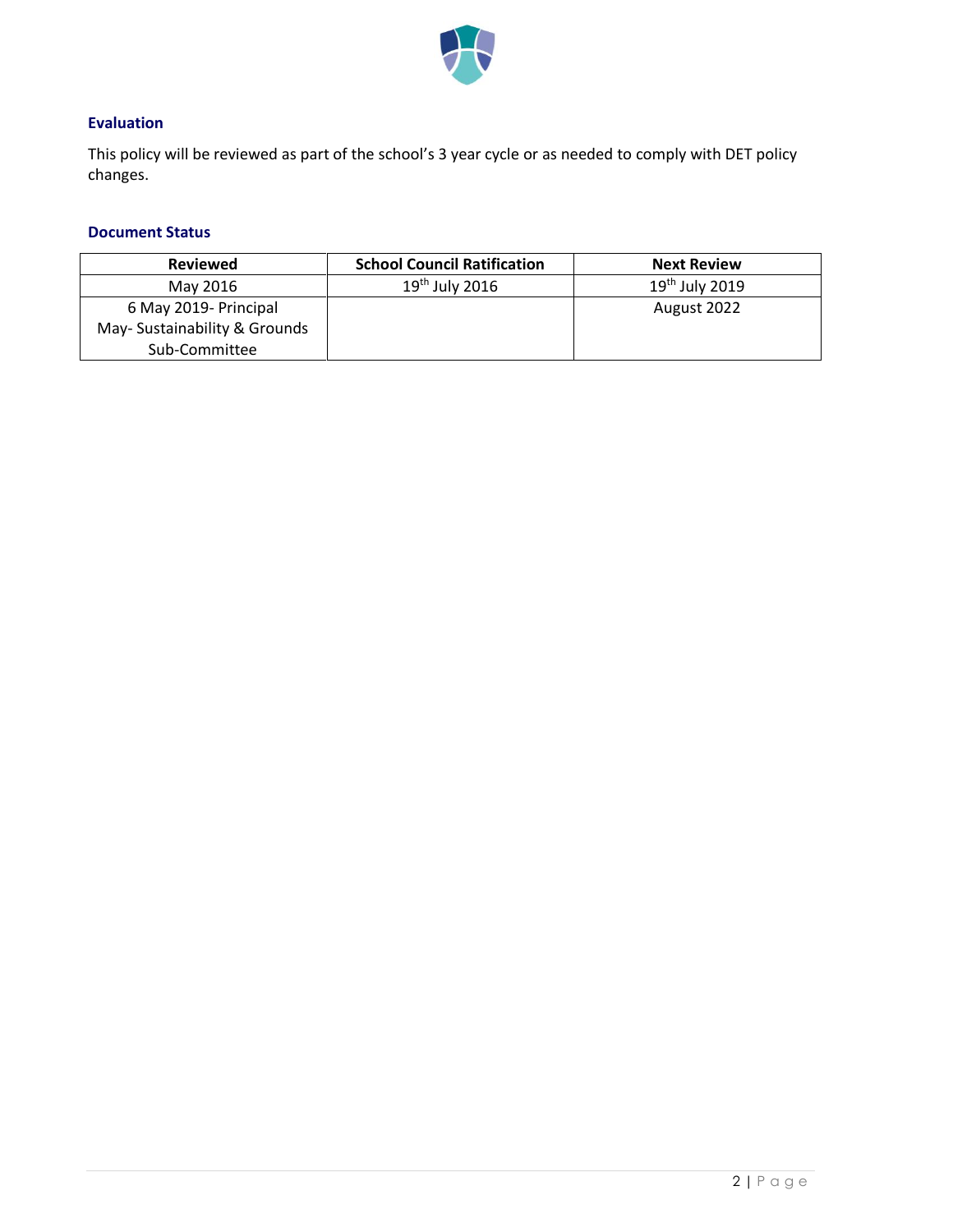### Evaluation

This policy will be reviewed as part of the school's 3 year cycle or as needed to comply with DET policy changes.

### Document Status

| Reviewed | School Council Ratification | Next Review |
|---|---|---|
| May 2016 | 19th July 2016 | 19th July 2019 |
| 6 May 2019- Principal<br>May- Sustainability & Grounds Sub-Committee | | August 2022 |